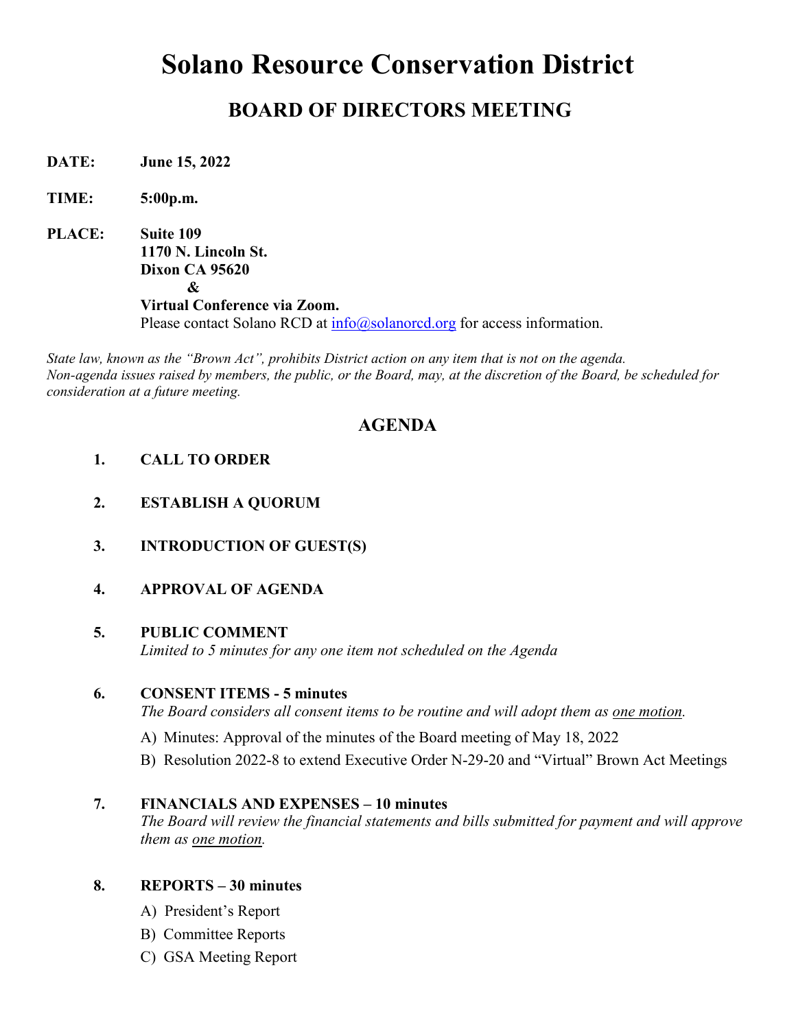# Solano Resource Conservation District

## BOARD OF DIRECTORS MEETING

**DATE:** **June 15, 2022**

**TIME:** **5:00p.m.**

**PLACE:** **Suite 109**
**1170 N. Lincoln St.**
**Dixon CA 95620**
**&**
**Virtual Conference via Zoom.**
Please contact Solano RCD at info@solanorcd.org for access information.

*State law, known as the "Brown Act", prohibits District action on any item that is not on the agenda. Non-agenda issues raised by members, the public, or the Board, may, at the discretion of the Board, be scheduled for consideration at a future meeting.*

### AGENDA

1. **CALL TO ORDER**

2. **ESTABLISH A QUORUM**

3. **INTRODUCTION OF GUEST(S)**

4. **APPROVAL OF AGENDA**

5. **PUBLIC COMMENT**
   *Limited to 5 minutes for any one item not scheduled on the Agenda*

6. **CONSENT ITEMS - 5 minutes**
   *The Board considers all consent items to be routine and will adopt them as one motion.*
   
   A) Minutes: Approval of the minutes of the Board meeting of May 18, 2022
   
   B) Resolution 2022-8 to extend Executive Order N-29-20 and "Virtual" Brown Act Meetings

7. **FINANCIALS AND EXPENSES – 10 minutes**
   *The Board will review the financial statements and bills submitted for payment and will approve them as one motion.*

8. **REPORTS – 30 minutes**
   
   A) President's Report
   
   B) Committee Reports
   
   C) GSA Meeting Report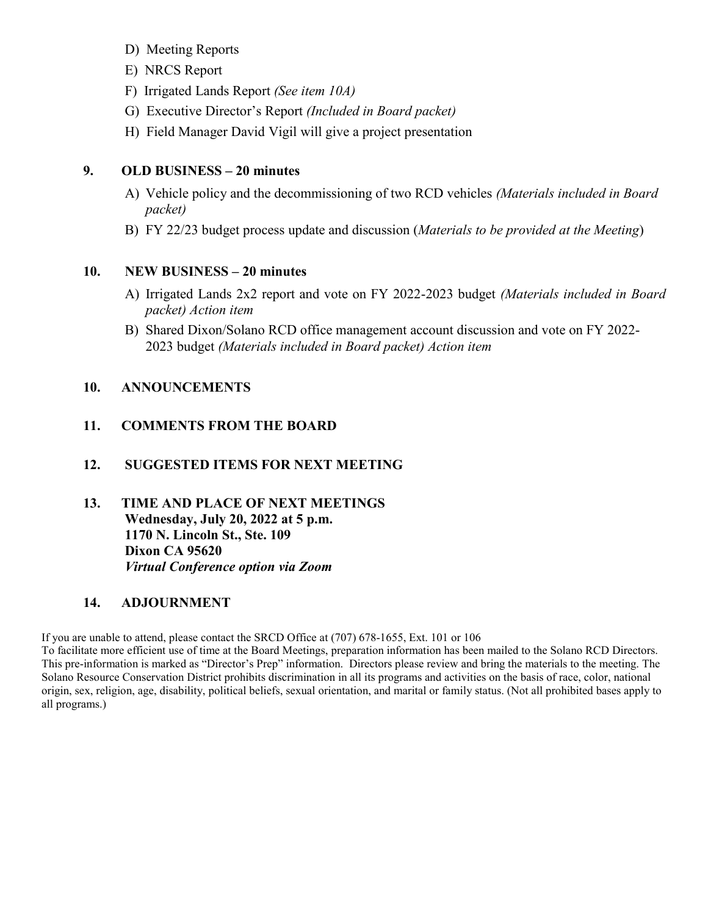D) Meeting Reports

E) NRCS Report

F) Irrigated Lands Report *(See item 10A)*

G) Executive Director's Report *(Included in Board packet)*

H) Field Manager David Vigil will give a project presentation

## 9. OLD BUSINESS – 20 minutes

A) Vehicle policy and the decommissioning of two RCD vehicles *(Materials included in Board packet)*

B) FY 22/23 budget process update and discussion (*Materials to be provided at the Meeting*)

## 10. NEW BUSINESS – 20 minutes

A) Irrigated Lands 2x2 report and vote on FY 2022-2023 budget *(Materials included in Board packet) Action item*

B) Shared Dixon/Solano RCD office management account discussion and vote on FY 2022-2023 budget *(Materials included in Board packet) Action item*

## 10. ANNOUNCEMENTS

## 11. COMMENTS FROM THE BOARD

## 12. SUGGESTED ITEMS FOR NEXT MEETING

## 13. TIME AND PLACE OF NEXT MEETINGS

**Wednesday, July 20, 2022 at 5 p.m.**
**1170 N. Lincoln St., Ste. 109**
**Dixon CA 95620**
***Virtual Conference option via Zoom***

## 14. ADJOURNMENT

If you are unable to attend, please contact the SRCD Office at (707) 678-1655, Ext. 101 or 106

To facilitate more efficient use of time at the Board Meetings, preparation information has been mailed to the Solano RCD Directors. This pre-information is marked as "Director's Prep" information. Directors please review and bring the materials to the meeting. The Solano Resource Conservation District prohibits discrimination in all its programs and activities on the basis of race, color, national origin, sex, religion, age, disability, political beliefs, sexual orientation, and marital or family status. (Not all prohibited bases apply to all programs.)